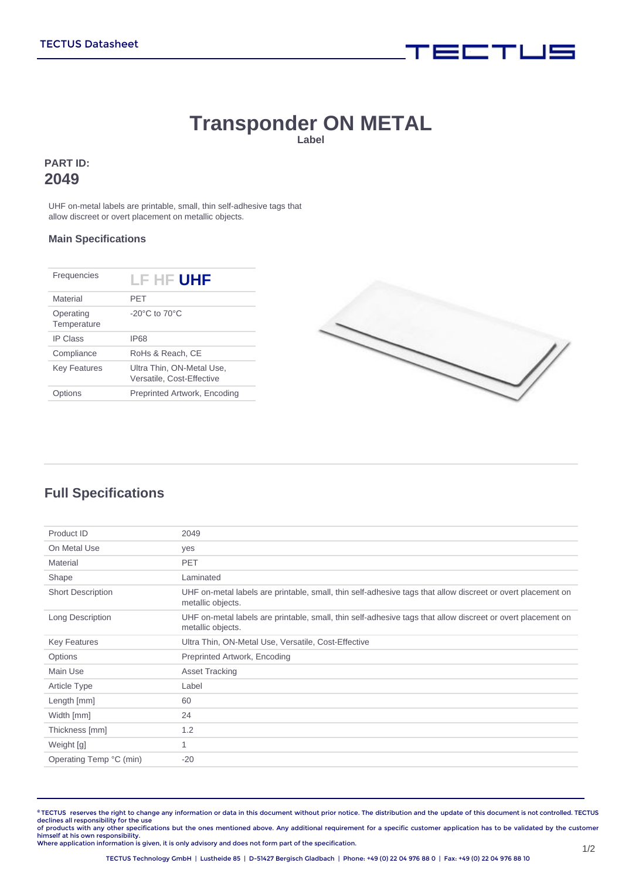# Transponder ON METAL

**Label**

**PART ID:**
**2049**

UHF on-metal labels are printable, small, thin self-adhesive tags that allow discreet or overt placement on metallic objects.

### Main Specifications

| | |
|---|---|
| Frequencies | LF HF **UHF** |
| Material | PET |
| Operating Temperature | -20°C to 70°C |
| IP Class | IP68 |
| Compliance | RoHs & Reach, CE |
| Key Features | Ultra Thin, ON-Metal Use, Versatile, Cost-Effective |
| Options | Preprinted Artwork, Encoding |

## Full Specifications

| | |
|---|---|
| Product ID | 2049 |
| On Metal Use | yes |
| Material | PET |
| Shape | Laminated |
| Short Description | UHF on-metal labels are printable, small, thin self-adhesive tags that allow discreet or overt placement on metallic objects. |
| Long Description | UHF on-metal labels are printable, small, thin self-adhesive tags that allow discreet or overt placement on metallic objects. |
| Key Features | Ultra Thin, ON-Metal Use, Versatile, Cost-Effective |
| Options | Preprinted Artwork, Encoding |
| Main Use | Asset Tracking |
| Article Type | Label |
| Length [mm] | 60 |
| Width [mm] | 24 |
| Thickness [mm] | 1.2 |
| Weight [g] | 1 |
| Operating Temp °C (min) | -20 |

© TECTUS reserves the right to change any information or data in this document without prior notice. The distribution and the update of this document is not controlled. TECTUS declines all responsibility for the use of products with any other specifications but the ones mentioned above. Any additional requirement for a specific customer application has to be validated by the customer himself at his own responsibility.
Where application information is given, it is only advisory and does not form part of the specification.

TECTUS Technology GmbH | Lustheide 85 | D-51427 Bergisch Gladbach | Phone: +49 (0) 22 04 976 88 0 | Fax: +49 (0) 22 04 976 88 10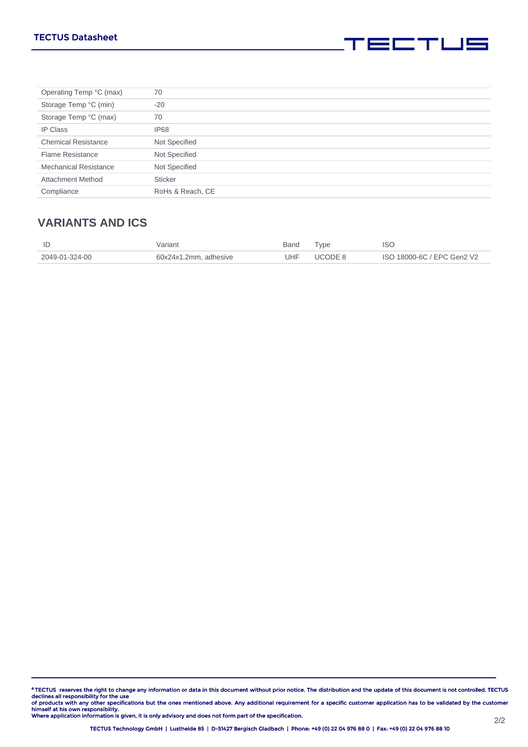| | |
|---|---|
| Operating Temp °C (max) | 70 |
| Storage Temp °C (min) | -20 |
| Storage Temp °C (max) | 70 |
| IP Class | IP68 |
| Chemical Resistance | Not Specified |
| Flame Resistance | Not Specified |
| Mechanical Resistance | Not Specified |
| Attachment Method | Sticker |
| Compliance | RoHs & Reach, CE |

## VARIANTS AND ICS

| ID | Variant | Band | Type | ISO |
|---|---|---|---|---|
| 2049-01-324-00 | 60x24x1.2mm, adhesive | UHF | UCODE 8 | ISO 18000-6C / EPC Gen2 V2 |

**® TECTUS reserves the right to change any information or data in this document without prior notice. The distribution and the update of this document is not controlled. TECTUS declines all responsibility for the use of products with any other specifications but the ones mentioned above. Any additional requirement for a specific customer application has to be validated by the customer himself at his own responsibility. Where application information is given, it is only advisory and does not form part of the specification.**

**TECTUS Technology GmbH | Lustheide 85 | D-51427 Bergisch Gladbach | Phone: +49 (0) 22 04 976 88 0 | Fax: +49 (0) 22 04 976 88 10**